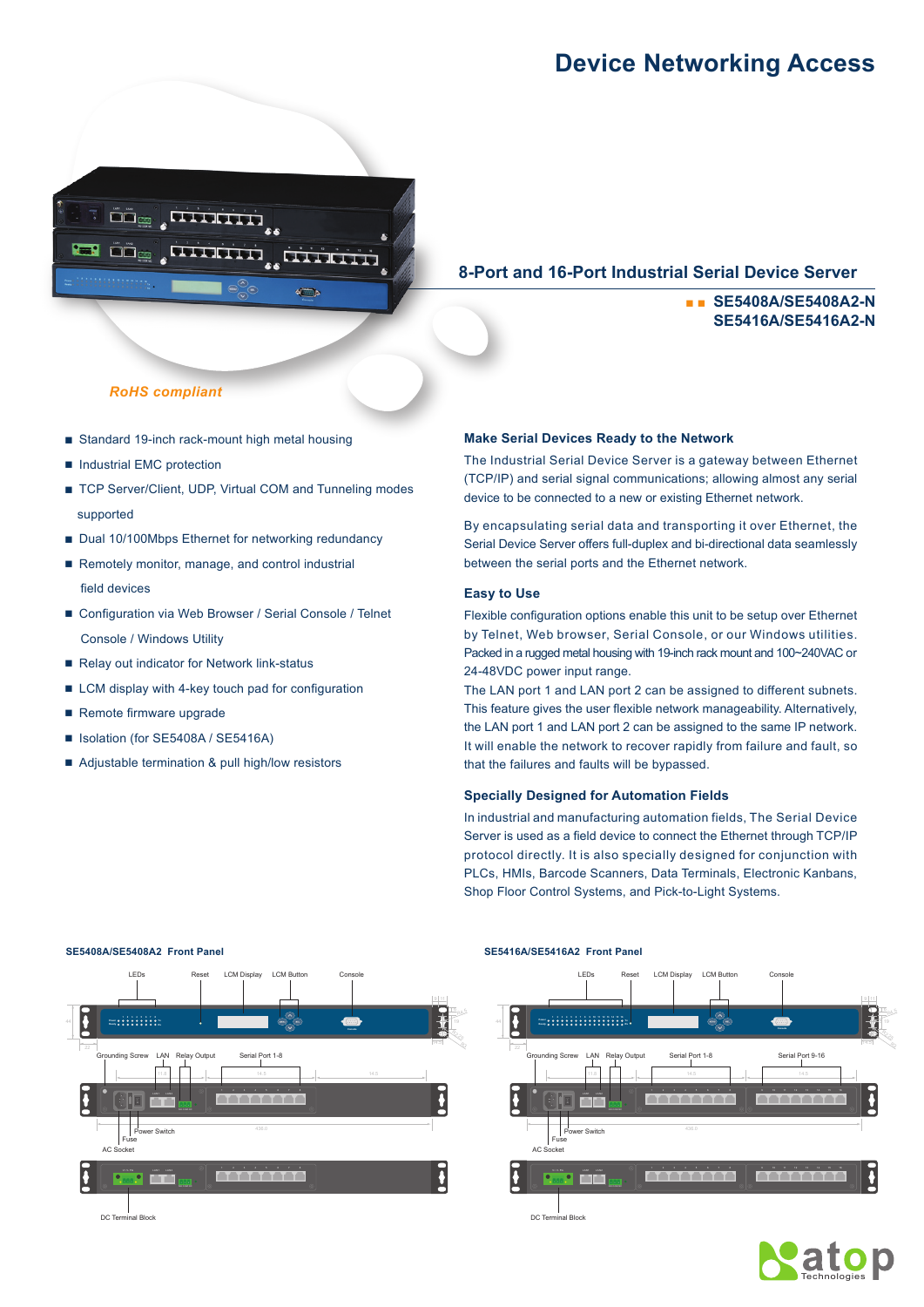# Device Networking Access

## 8-Port and 16-Port Industrial Serial Device Server

**SE5408A/SE5408A2-N**
**SE5416A/SE5416A2-N**

*RoHS compliant*

- Standard 19-inch rack-mount high metal housing
- Industrial EMC protection
- TCP Server/Client, UDP, Virtual COM and Tunneling modes supported
- Dual 10/100Mbps Ethernet for networking redundancy
- Remotely monitor, manage, and control industrial field devices
- Configuration via Web Browser / Serial Console / Telnet Console / Windows Utility
- Relay out indicator for Network link-status
- LCM display with 4-key touch pad for configuration
- Remote firmware upgrade
- Isolation (for SE5408A / SE5416A)
- Adjustable termination & pull high/low resistors

### Make Serial Devices Ready to the Network

The Industrial Serial Device Server is a gateway between Ethernet (TCP/IP) and serial signal communications; allowing almost any serial device to be connected to a new or existing Ethernet network.

By encapsulating serial data and transporting it over Ethernet, the Serial Device Server offers full-duplex and bi-directional data seamlessly between the serial ports and the Ethernet network.

### Easy to Use

Flexible configuration options enable this unit to be setup over Ethernet by Telnet, Web browser, Serial Console, or our Windows utilities. Packed in a rugged metal housing with 19-inch rack mount and 100~240VAC or 24-48VDC power input range.

The LAN port 1 and LAN port 2 can be assigned to different subnets. This feature gives the user flexible network manageability. Alternatively, the LAN port 1 and LAN port 2 can be assigned to the same IP network. It will enable the network to recover rapidly from failure and fault, so that the failures and faults will be bypassed.

### Specially Designed for Automation Fields

In industrial and manufacturing automation fields, The Serial Device Server is used as a field device to connect the Ethernet through TCP/IP protocol directly. It is also specially designed for conjunction with PLCs, HMIs, Barcode Scanners, Data Terminals, Electronic Kanbans, Shop Floor Control Systems, and Pick-to-Light Systems.

**SE5408A/SE5408A2 Front Panel**

LEDs, Reset, LCM Display, LCM Button, Console
Grounding Screw, LAN, Relay Output, Serial Port 1-8
Power Switch, Fuse, AC Socket
DC Terminal Block

**SE5416A/SE5416A2 Front Panel**

LEDs, Reset, LCM Display, LCM Button, Console
Grounding Screw, LAN, Relay Output, Serial Port 1-8, Serial Port 9-16
Power Switch, Fuse, AC Socket
DC Terminal Block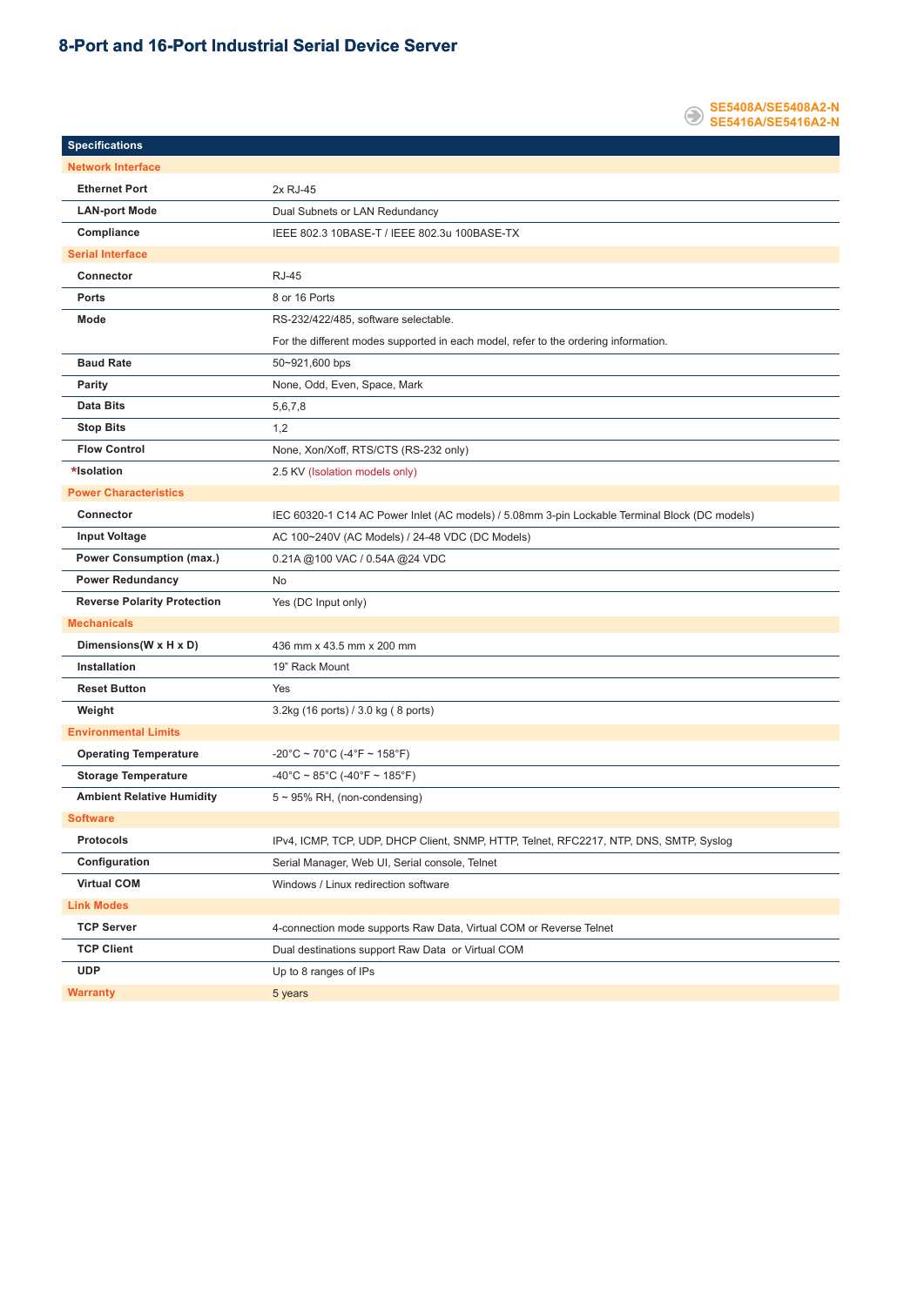## 8-Port and 16-Port Industrial Serial Device Server

**SE5408A/SE5408A2-N**
**SE5416A/SE5416A2-N**

| Specifications | |
|---|---|
| **Network Interface** | |
| Ethernet Port | 2x RJ-45 |
| LAN-port Mode | Dual Subnets or LAN Redundancy |
| Compliance | IEEE 802.3 10BASE-T / IEEE 802.3u 100BASE-TX |
| **Serial Interface** | |
| Connector | RJ-45 |
| Ports | 8 or 16 Ports |
| Mode | RS-232/422/485, software selectable.<br>For the different modes supported in each model, refer to the ordering information. |
| Baud Rate | 50~921,600 bps |
| Parity | None, Odd, Even, Space, Mark |
| Data Bits | 5,6,7,8 |
| Stop Bits | 1,2 |
| Flow Control | None, Xon/Xoff, RTS/CTS (RS-232 only) |
| *Isolation | 2.5 KV (Isolation models only) |
| **Power Characteristics** | |
| Connector | IEC 60320-1 C14 AC Power Inlet (AC models) / 5.08mm 3-pin Lockable Terminal Block (DC models) |
| Input Voltage | AC 100~240V (AC Models) / 24-48 VDC (DC Models) |
| Power Consumption (max.) | 0.21A @100 VAC / 0.54A @24 VDC |
| Power Redundancy | No |
| Reverse Polarity Protection | Yes (DC Input only) |
| **Mechanicals** | |
| Dimensions(W x H x D) | 436 mm x 43.5 mm x 200 mm |
| Installation | 19" Rack Mount |
| Reset Button | Yes |
| Weight | 3.2kg (16 ports) / 3.0 kg ( 8 ports) |
| **Environmental Limits** | |
| Operating Temperature | -20°C ~ 70°C (-4°F ~ 158°F) |
| Storage Temperature | -40°C ~ 85°C (-40°F ~ 185°F) |
| Ambient Relative Humidity | 5 ~ 95% RH, (non-condensing) |
| **Software** | |
| Protocols | IPv4, ICMP, TCP, UDP, DHCP Client, SNMP, HTTP, Telnet, RFC2217, NTP, DNS, SMTP, Syslog |
| Configuration | Serial Manager, Web UI, Serial console, Telnet |
| Virtual COM | Windows / Linux redirection software |
| **Link Modes** | |
| TCP Server | 4-connection mode supports Raw Data, Virtual COM or Reverse Telnet |
| TCP Client | Dual destinations support Raw Data or Virtual COM |
| UDP | Up to 8 ranges of IPs |
| **Warranty** | 5 years |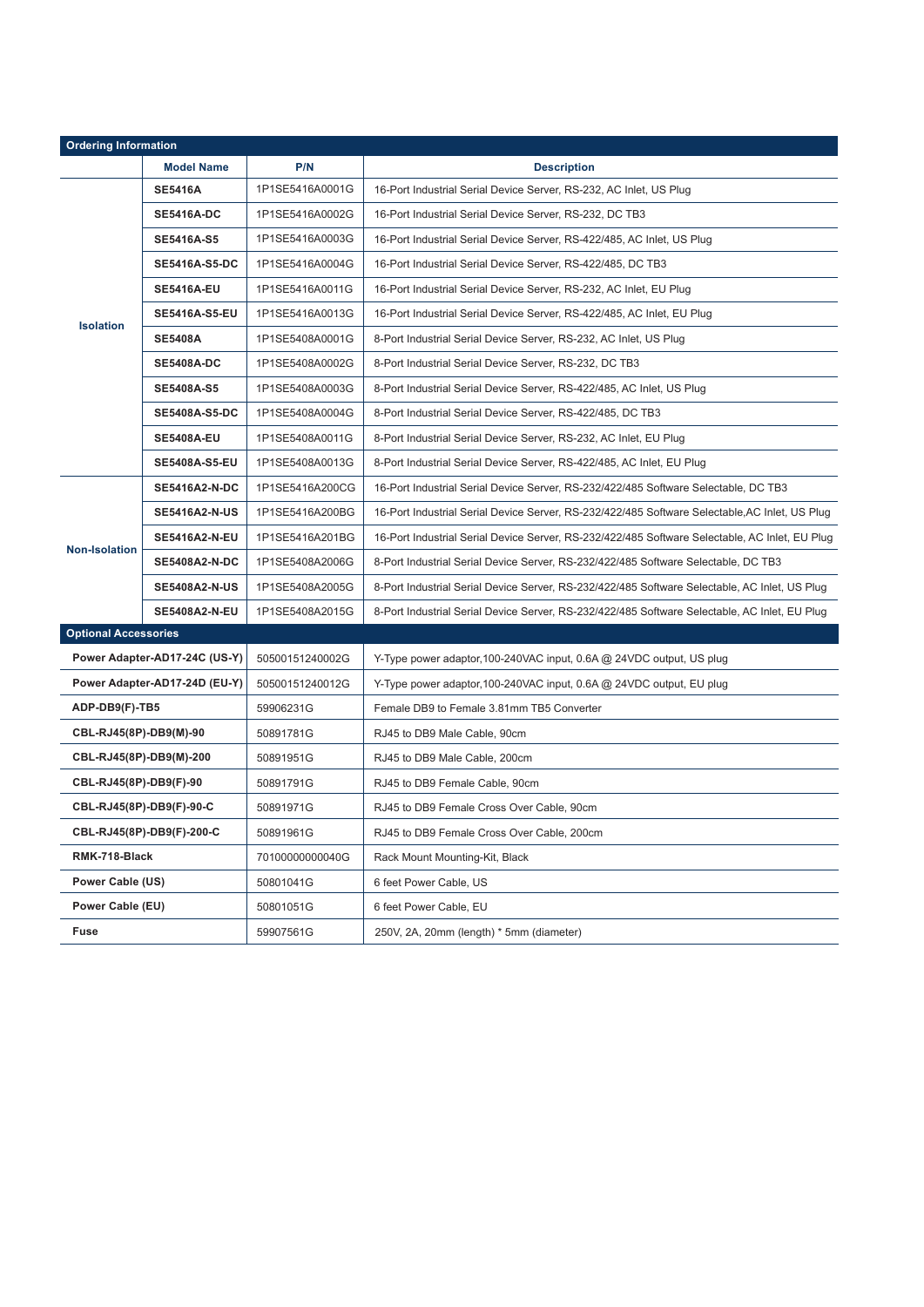## Ordering Information

| | Model Name | P/N | Description |
|---|---|---|---|
| Isolation | SE5416A | 1P1SE5416A0001G | 16-Port Industrial Serial Device Server, RS-232, AC Inlet, US Plug |
| | SE5416A-DC | 1P1SE5416A0002G | 16-Port Industrial Serial Device Server, RS-232, DC TB3 |
| | SE5416A-S5 | 1P1SE5416A0003G | 16-Port Industrial Serial Device Server, RS-422/485, AC Inlet, US Plug |
| | SE5416A-S5-DC | 1P1SE5416A0004G | 16-Port Industrial Serial Device Server, RS-422/485, DC TB3 |
| | SE5416A-EU | 1P1SE5416A0011G | 16-Port Industrial Serial Device Server, RS-232, AC Inlet, EU Plug |
| | SE5416A-S5-EU | 1P1SE5416A0013G | 16-Port Industrial Serial Device Server, RS-422/485, AC Inlet, EU Plug |
| | SE5408A | 1P1SE5408A0001G | 8-Port Industrial Serial Device Server, RS-232, AC Inlet, US Plug |
| | SE5408A-DC | 1P1SE5408A0002G | 8-Port Industrial Serial Device Server, RS-232, DC TB3 |
| | SE5408A-S5 | 1P1SE5408A0003G | 8-Port Industrial Serial Device Server, RS-422/485, AC Inlet, US Plug |
| | SE5408A-S5-DC | 1P1SE5408A0004G | 8-Port Industrial Serial Device Server, RS-422/485, DC TB3 |
| | SE5408A-EU | 1P1SE5408A0011G | 8-Port Industrial Serial Device Server, RS-232, AC Inlet, EU Plug |
| | SE5408A-S5-EU | 1P1SE5408A0013G | 8-Port Industrial Serial Device Server, RS-422/485, AC Inlet, EU Plug |
| Non-Isolation | SE5416A2-N-DC | 1P1SE5416A200CG | 16-Port Industrial Serial Device Server, RS-232/422/485 Software Selectable, DC TB3 |
| | SE5416A2-N-US | 1P1SE5416A200BG | 16-Port Industrial Serial Device Server, RS-232/422/485 Software Selectable,AC Inlet, US Plug |
| | SE5416A2-N-EU | 1P1SE5416A201BG | 16-Port Industrial Serial Device Server, RS-232/422/485 Software Selectable, AC Inlet, EU Plug |
| | SE5408A2-N-DC | 1P1SE5408A2006G | 8-Port Industrial Serial Device Server, RS-232/422/485 Software Selectable, DC TB3 |
| | SE5408A2-N-US | 1P1SE5408A2005G | 8-Port Industrial Serial Device Server, RS-232/422/485 Software Selectable, AC Inlet, US Plug |
| | SE5408A2-N-EU | 1P1SE5408A2015G | 8-Port Industrial Serial Device Server, RS-232/422/485 Software Selectable, AC Inlet, EU Plug |

## Optional Accessories

| Model Name | P/N | Description |
|---|---|---|
| Power Adapter-AD17-24C (US-Y) | 50500151240002G | Y-Type power adaptor,100-240VAC input, 0.6A @ 24VDC output, US plug |
| Power Adapter-AD17-24D (EU-Y) | 50500151240012G | Y-Type power adaptor,100-240VAC input, 0.6A @ 24VDC output, EU plug |
| ADP-DB9(F)-TB5 | 59906231G | Female DB9 to Female 3.81mm TB5 Converter |
| CBL-RJ45(8P)-DB9(M)-90 | 50891781G | RJ45 to DB9 Male Cable, 90cm |
| CBL-RJ45(8P)-DB9(M)-200 | 50891951G | RJ45 to DB9 Male Cable, 200cm |
| CBL-RJ45(8P)-DB9(F)-90 | 50891791G | RJ45 to DB9 Female Cable, 90cm |
| CBL-RJ45(8P)-DB9(F)-90-C | 50891971G | RJ45 to DB9 Female Cross Over Cable, 90cm |
| CBL-RJ45(8P)-DB9(F)-200-C | 50891961G | RJ45 to DB9 Female Cross Over Cable, 200cm |
| RMK-718-Black | 70100000000040G | Rack Mount Mounting-Kit, Black |
| Power Cable (US) | 50801041G | 6 feet Power Cable, US |
| Power Cable (EU) | 50801051G | 6 feet Power Cable, EU |
| Fuse | 59907561G | 250V, 2A, 20mm (length) * 5mm (diameter) |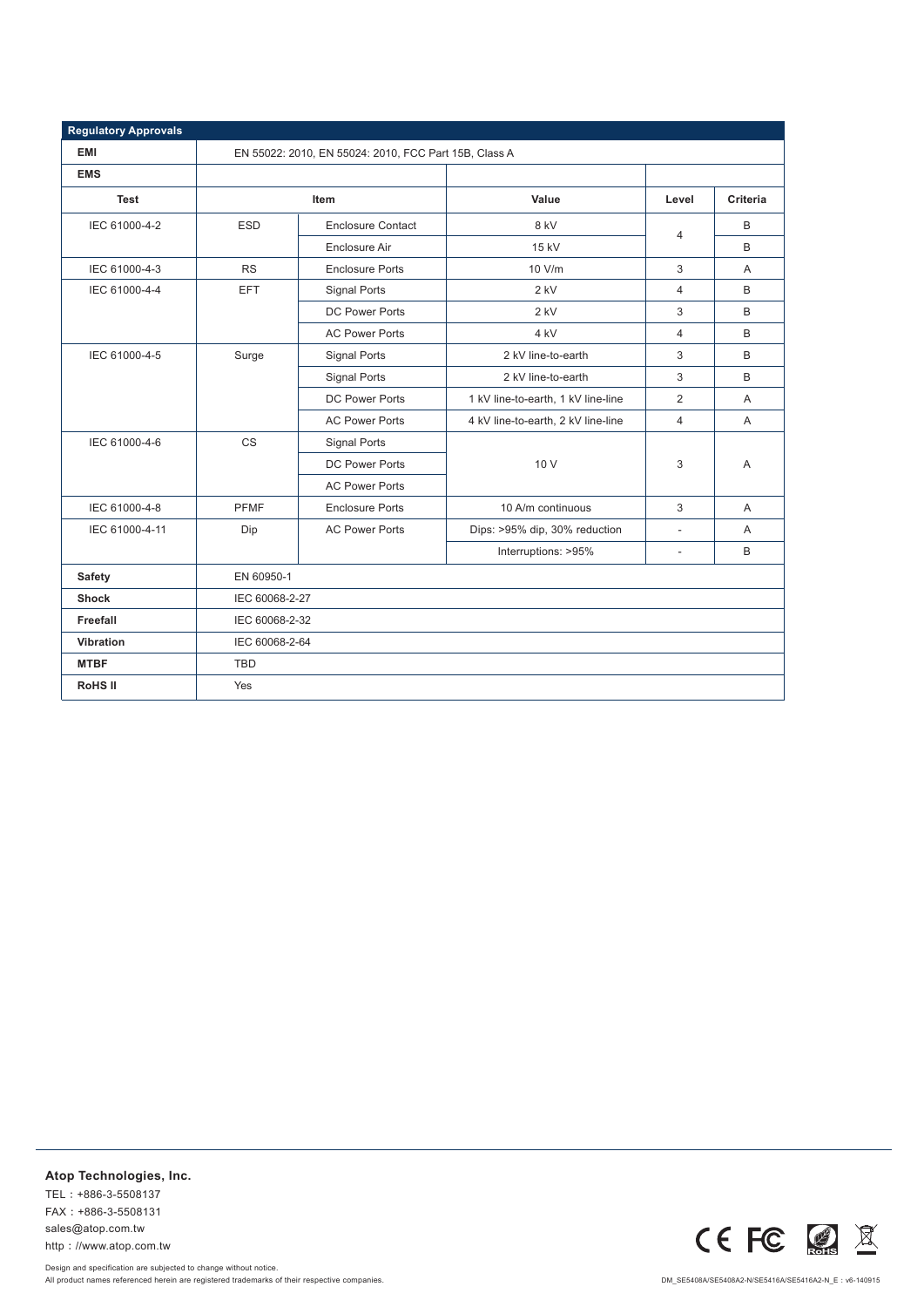| Regulatory Approvals | | | | | |
|---|---|---|---|---|---|
| **EMI** | EN 55022: 2010, EN 55024: 2010, FCC Part 15B, Class A | | | | |
| **EMS** | | | | | |
| **Test** | **Item** | | **Value** | **Level** | **Criteria** |
| IEC 61000-4-2 | ESD | Enclosure Contact | 8 kV | 4 | B |
| | | Enclosure Air | 15 kV | | B |
| IEC 61000-4-3 | RS | Enclosure Ports | 10 V/m | 3 | A |
| IEC 61000-4-4 | EFT | Signal Ports | 2 kV | 4 | B |
| | | DC Power Ports | 2 kV | 3 | B |
| | | AC Power Ports | 4 kV | 4 | B |
| IEC 61000-4-5 | Surge | Signal Ports | 2 kV line-to-earth | 3 | B |
| | | Signal Ports | 2 kV line-to-earth | 3 | B |
| | | DC Power Ports | 1 kV line-to-earth, 1 kV line-line | 2 | A |
| | | AC Power Ports | 4 kV line-to-earth, 2 kV line-line | 4 | A |
| IEC 61000-4-6 | CS | Signal Ports | 10 V | 3 | A |
| | | DC Power Ports | | | |
| | | AC Power Ports | | | |
| IEC 61000-4-8 | PFMF | Enclosure Ports | 10 A/m continuous | 3 | A |
| IEC 61000-4-11 | Dip | AC Power Ports | Dips: >95% dip, 30% reduction | - | A |
| | | | Interruptions: >95% | - | B |
| **Safety** | EN 60950-1 | | | | |
| **Shock** | IEC 60068-2-27 | | | | |
| **Freefall** | IEC 60068-2-32 | | | | |
| **Vibration** | IEC 60068-2-64 | | | | |
| **MTBF** | TBD | | | | |
| **RoHS II** | Yes | | | | |

**Atop Technologies, Inc.**

TEL：+886-3-5508137
FAX：+886-3-5508131
sales@atop.com.tw
http：//www.atop.com.tw

Design and specification are subjected to change without notice.
All product names referenced herein are registered trademarks of their respective companies.

DM_SE5408A/SE5408A2-N/SE5416A/SE5416A2-N_E : v6-140915